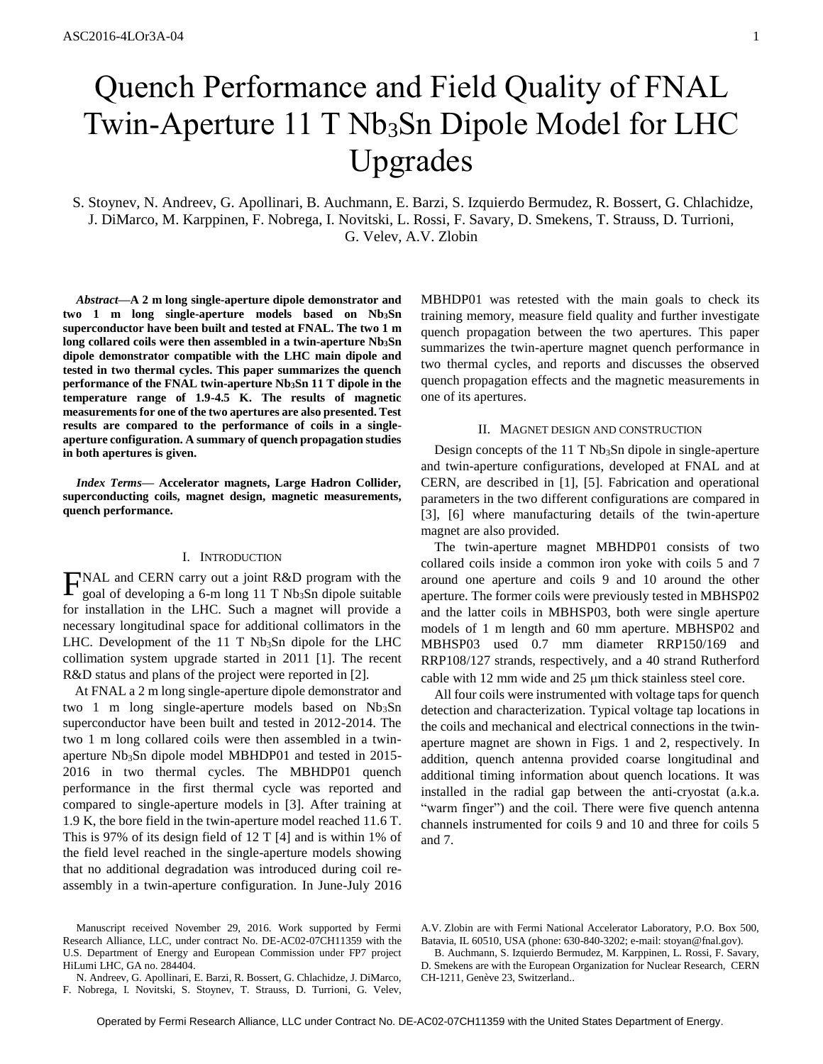# Quench Performance and Field Quality of FNAL Twin-Aperture 11 T $Nb_3Sn$ Dipole Model for LHC Upgrades

S. Stoynev, N. Andreev, G. Apollinari, B. Auchmann, E. Barzi, S. Izquierdo Bermudez, R. Bossert, G. Chlachidze, J. DiMarco, M. Karppinen, F. Nobrega, I. Novitski, L. Rossi, F. Savary, D. Smekens, T. Strauss, D. Turrioni, G. Velev, A.V. Zlobin

***Abstract*—A 2 m long single-aperture dipole demonstrator and two 1 m long single-aperture models based on $Nb_3Sn$ superconductor have been built and tested at FNAL. The two 1 m long collared coils were then assembled in a twin-aperture $Nb_3Sn$ dipole demonstrator compatible with the LHC main dipole and tested in two thermal cycles. This paper summarizes the quench performance of the FNAL twin-aperture $Nb_3Sn$ 11 T dipole in the temperature range of 1.9-4.5 K. The results of magnetic measurements for one of the two apertures are also presented. Test results are compared to the performance of coils in a single-aperture configuration. A summary of quench propagation studies in both apertures is given.**

***Index Terms*— Accelerator magnets, Large Hadron Collider, superconducting coils, magnet design, magnetic measurements, quench performance.**

## I. Introduction

FNAL and CERN carry out a joint R&D program with the goal of developing a 6-m long 11 T $Nb_3Sn$ dipole suitable for installation in the LHC. Such a magnet will provide a necessary longitudinal space for additional collimators in the LHC. Development of the 11 T $Nb_3Sn$ dipole for the LHC collimation system upgrade started in 2011 [1]. The recent R&D status and plans of the project were reported in [2].

At FNAL a 2 m long single-aperture dipole demonstrator and two 1 m long single-aperture models based on $Nb_3Sn$ superconductor have been built and tested in 2012-2014. The two 1 m long collared coils were then assembled in a twin-aperture $Nb_3Sn$ dipole model MBHDP01 and tested in 2015-2016 in two thermal cycles. The MBHDP01 quench performance in the first thermal cycle was reported and compared to single-aperture models in [3]. After training at 1.9 K, the bore field in the twin-aperture model reached 11.6 T. This is 97% of its design field of 12 T [4] and is within 1% of the field level reached in the single-aperture models showing that no additional degradation was introduced during coil re-assembly in a twin-aperture configuration. In June-July 2016 MBHDP01 was retested with the main goals to check its training memory, measure field quality and further investigate quench propagation between the two apertures. This paper summarizes the twin-aperture magnet quench performance in two thermal cycles, and reports and discusses the observed quench propagation effects and the magnetic measurements in one of its apertures.

## II. Magnet Design and Construction

Design concepts of the 11 T $Nb_3Sn$ dipole in single-aperture and twin-aperture configurations, developed at FNAL and at CERN, are described in [1], [5]. Fabrication and operational parameters in the two different configurations are compared in [3], [6] where manufacturing details of the twin-aperture magnet are also provided.

The twin-aperture magnet MBHDP01 consists of two collared coils inside a common iron yoke with coils 5 and 7 around one aperture and coils 9 and 10 around the other aperture. The former coils were previously tested in MBHSP02 and the latter coils in MBHSP03, both were single aperture models of 1 m length and 60 mm aperture. MBHSP02 and MBHSP03 used 0.7 mm diameter RRP150/169 and RRP108/127 strands, respectively, and a 40 strand Rutherford cable with 12 mm wide and 25 μm thick stainless steel core.

All four coils were instrumented with voltage taps for quench detection and characterization. Typical voltage tap locations in the coils and mechanical and electrical connections in the twin-aperture magnet are shown in Figs. 1 and 2, respectively. In addition, quench antenna provided coarse longitudinal and additional timing information about quench locations. It was installed in the radial gap between the anti-cryostat (a.k.a. "warm finger") and the coil. There were five quench antenna channels instrumented for coils 9 and 10 and three for coils 5 and 7.

Manuscript received November 29, 2016. Work supported by Fermi Research Alliance, LLC, under contract No. DE-AC02-07CH11359 with the U.S. Department of Energy and European Commission under FP7 project HiLumi LHC, GA no. 284404.

N. Andreev, G. Apollinari, E. Barzi, R. Bossert, G. Chlachidze, J. DiMarco, F. Nobrega, I. Novitski, S. Stoynev, T. Strauss, D. Turrioni, G. Velev, A.V. Zlobin are with Fermi National Accelerator Laboratory, P.O. Box 500, Batavia, IL 60510, USA (phone: 630-840-3202; e-mail: stoyan@fnal.gov).

B. Auchmann, S. Izquierdo Bermudez, M. Karppinen, L. Rossi, F. Savary, D. Smekens are with the European Organization for Nuclear Research, CERN CH-1211, Genève 23, Switzerland..

Operated by Fermi Research Alliance, LLC under Contract No. DE-AC02-07CH11359 with the United States Department of Energy.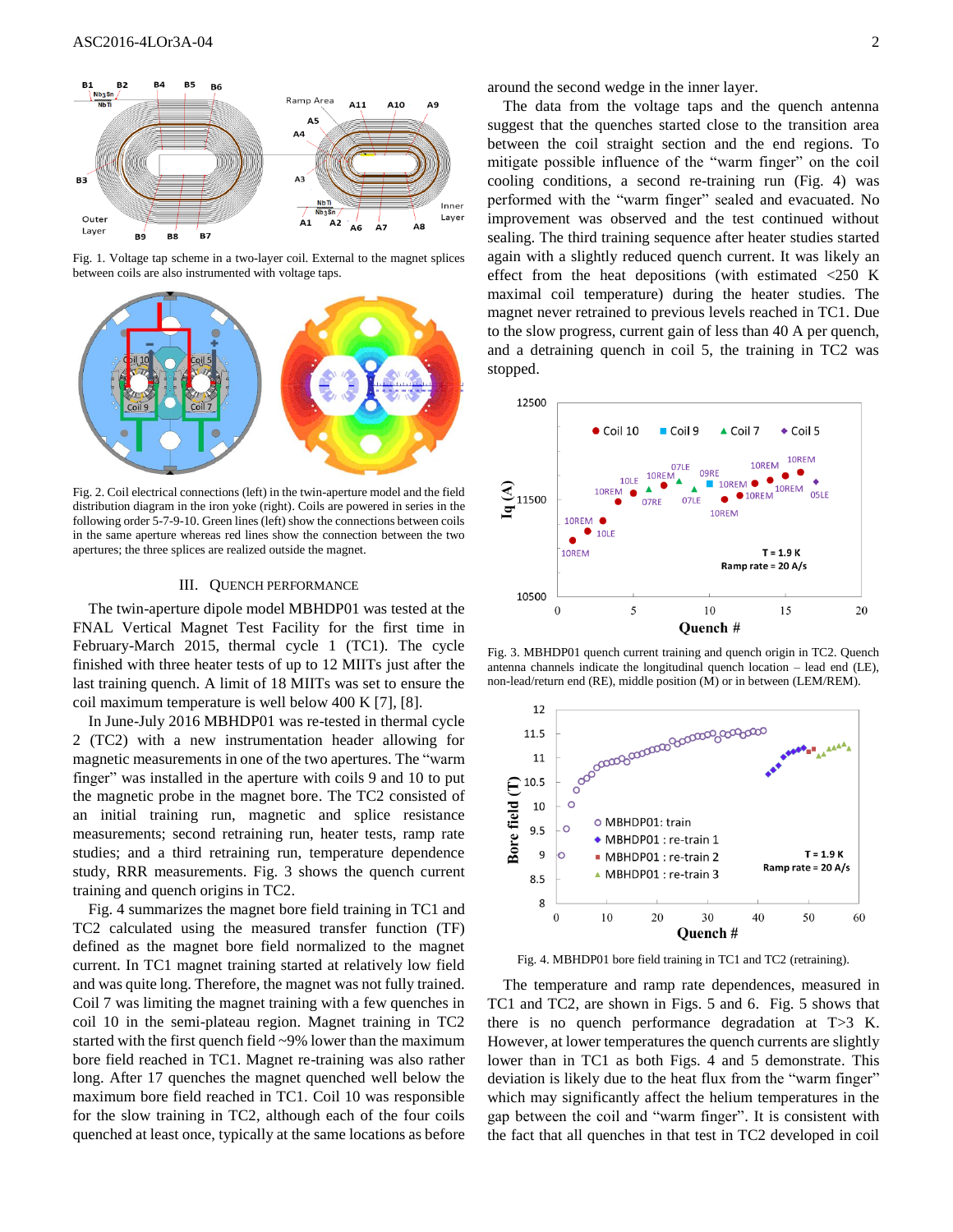Fig. 1. Voltage tap scheme in a two-layer coil. External to the magnet splices between coils are also instrumented with voltage taps.

Fig. 2. Coil electrical connections (left) in the twin-aperture model and the field distribution diagram in the iron yoke (right). Coils are powered in series in the following order 5-7-9-10. Green lines (left) show the connections between coils in the same aperture whereas red lines show the connection between the two apertures; the three splices are realized outside the magnet.

## III. Quench Performance

The twin-aperture dipole model MBHDP01 was tested at the FNAL Vertical Magnet Test Facility for the first time in February-March 2015, thermal cycle 1 (TC1). The cycle finished with three heater tests of up to 12 MIITs just after the last training quench. A limit of 18 MIITs was set to ensure the coil maximum temperature is well below 400 K [7], [8].

In June-July 2016 MBHDP01 was re-tested in thermal cycle 2 (TC2) with a new instrumentation header allowing for magnetic measurements in one of the two apertures. The "warm finger" was installed in the aperture with coils 9 and 10 to put the magnetic probe in the magnet bore. The TC2 consisted of an initial training run, magnetic and splice resistance measurements; second retraining run, heater tests, ramp rate studies; and a third retraining run, temperature dependence study, RRR measurements. Fig. 3 shows the quench current training and quench origins in TC2.

Fig. 4 summarizes the magnet bore field training in TC1 and TC2 calculated using the measured transfer function (TF) defined as the magnet bore field normalized to the magnet current. In TC1 magnet training started at relatively low field and was quite long. Therefore, the magnet was not fully trained. Coil 7 was limiting the magnet training with a few quenches in coil 10 in the semi-plateau region. Magnet training in TC2 started with the first quench field ~9% lower than the maximum bore field reached in TC1. Magnet re-training was also rather long. After 17 quenches the magnet quenched well below the maximum bore field reached in TC1. Coil 10 was responsible for the slow training in TC2, although each of the four coils quenched at least once, typically at the same locations as before around the second wedge in the inner layer.

The data from the voltage taps and the quench antenna suggest that the quenches started close to the transition area between the coil straight section and the end regions. To mitigate possible influence of the "warm finger" on the coil cooling conditions, a second re-training run (Fig. 4) was performed with the "warm finger" sealed and evacuated. No improvement was observed and the test continued without sealing. The third training sequence after heater studies started again with a slightly reduced quench current. It was likely an effect from the heat depositions (with estimated <250 K maximal coil temperature) during the heater studies. The magnet never retrained to previous levels reached in TC1. Due to the slow progress, current gain of less than 40 A per quench, and a detraining quench in coil 5, the training in TC2 was stopped.

Fig. 3. MBHDP01 quench current training and quench origin in TC2. Quench antenna channels indicate the longitudinal quench location – lead end (LE), non-lead/return end (RE), middle position (M) or in between (LEM/REM).

Fig. 4. MBHDP01 bore field training in TC1 and TC2 (retraining).

The temperature and ramp rate dependences, measured in TC1 and TC2, are shown in Figs. 5 and 6. Fig. 5 shows that there is no quench performance degradation at T>3 K. However, at lower temperatures the quench currents are slightly lower than in TC1 as both Figs. 4 and 5 demonstrate. This deviation is likely due to the heat flux from the "warm finger" which may significantly affect the helium temperatures in the gap between the coil and "warm finger". It is consistent with the fact that all quenches in that test in TC2 developed in coil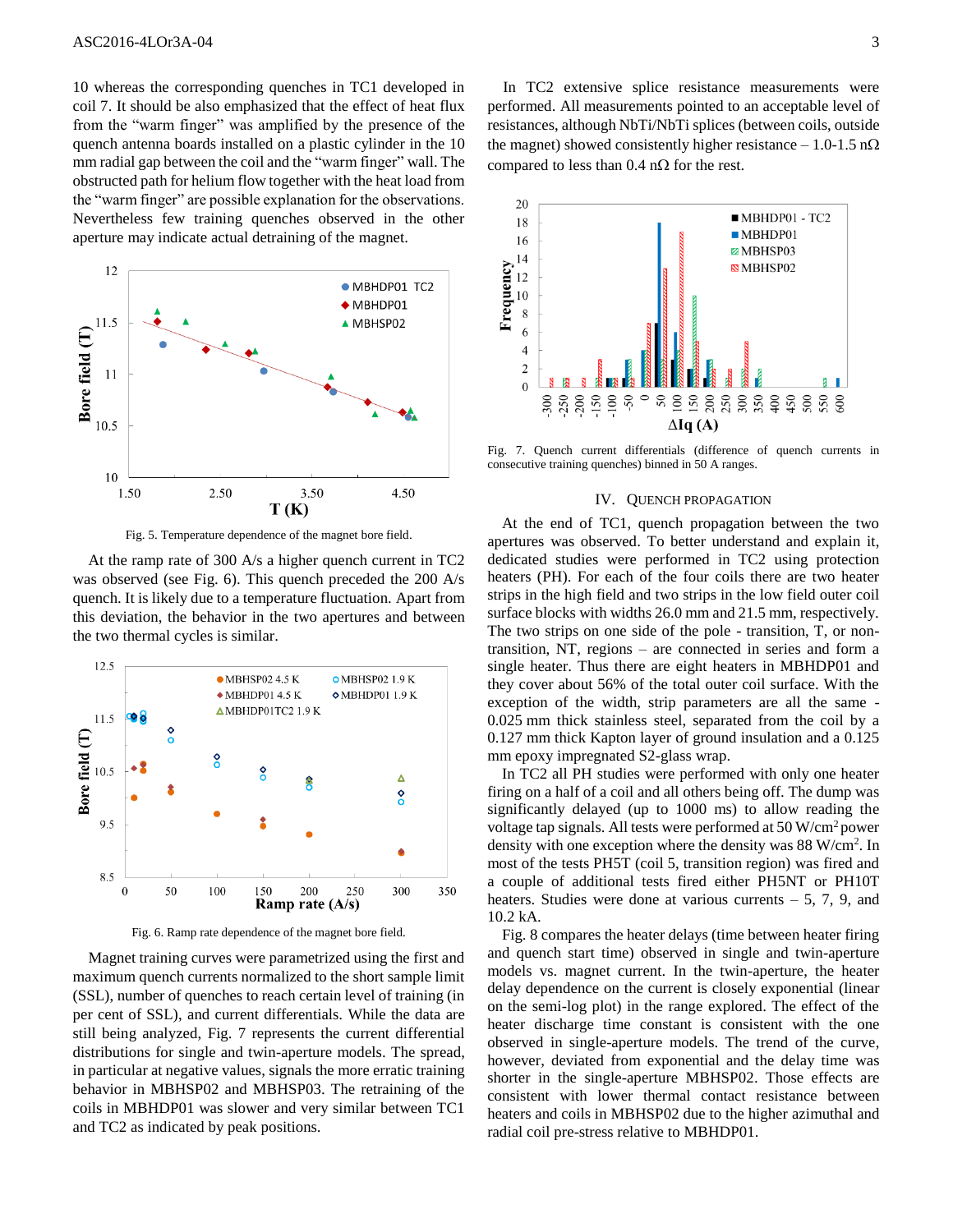10 whereas the corresponding quenches in TC1 developed in coil 7. It should be also emphasized that the effect of heat flux from the "warm finger" was amplified by the presence of the quench antenna boards installed on a plastic cylinder in the 10 mm radial gap between the coil and the "warm finger" wall. The obstructed path for helium flow together with the heat load from the "warm finger" are possible explanation for the observations. Nevertheless few training quenches observed in the other aperture may indicate actual detraining of the magnet.

Fig. 5. Temperature dependence of the magnet bore field.

At the ramp rate of 300 A/s a higher quench current in TC2 was observed (see Fig. 6). This quench preceded the 200 A/s quench. It is likely due to a temperature fluctuation. Apart from this deviation, the behavior in the two apertures and between the two thermal cycles is similar.

Fig. 6. Ramp rate dependence of the magnet bore field.

Magnet training curves were parametrized using the first and maximum quench currents normalized to the short sample limit (SSL), number of quenches to reach certain level of training (in per cent of SSL), and current differentials. While the data are still being analyzed, Fig. 7 represents the current differential distributions for single and twin-aperture models. The spread, in particular at negative values, signals the more erratic training behavior in MBHSP02 and MBHSP03. The retraining of the coils in MBHDP01 was slower and very similar between TC1 and TC2 as indicated by peak positions.

In TC2 extensive splice resistance measurements were performed. All measurements pointed to an acceptable level of resistances, although NbTi/NbTi splices (between coils, outside the magnet) showed consistently higher resistance – 1.0-1.5 nΩ compared to less than 0.4 nΩ for the rest.

Fig. 7. Quench current differentials (difference of quench currents in consecutive training quenches) binned in 50 A ranges.

## IV. Quench Propagation

At the end of TC1, quench propagation between the two apertures was observed. To better understand and explain it, dedicated studies were performed in TC2 using protection heaters (PH). For each of the four coils there are two heater strips in the high field and two strips in the low field outer coil surface blocks with widths 26.0 mm and 21.5 mm, respectively. The two strips on one side of the pole - transition, T, or non-transition, NT, regions – are connected in series and form a single heater. Thus there are eight heaters in MBHDP01 and they cover about 56% of the total outer coil surface. With the exception of the width, strip parameters are all the same - 0.025 mm thick stainless steel, separated from the coil by a 0.127 mm thick Kapton layer of ground insulation and a 0.125 mm epoxy impregnated S2-glass wrap.

In TC2 all PH studies were performed with only one heater firing on a half of a coil and all others being off. The dump was significantly delayed (up to 1000 ms) to allow reading the voltage tap signals. All tests were performed at 50 W/cm$^2$ power density with one exception where the density was 88 W/cm$^2$. In most of the tests PH5T (coil 5, transition region) was fired and a couple of additional tests fired either PH5NT or PH10T heaters. Studies were done at various currents – 5, 7, 9, and 10.2 kA.

Fig. 8 compares the heater delays (time between heater firing and quench start time) observed in single and twin-aperture models vs. magnet current. In the twin-aperture, the heater delay dependence on the current is closely exponential (linear on the semi-log plot) in the range explored. The effect of the heater discharge time constant is consistent with the one observed in single-aperture models. The trend of the curve, however, deviated from exponential and the delay time was shorter in the single-aperture MBHSP02. Those effects are consistent with lower thermal contact resistance between heaters and coils in MBHSP02 due to the higher azimuthal and radial coil pre-stress relative to MBHDP01.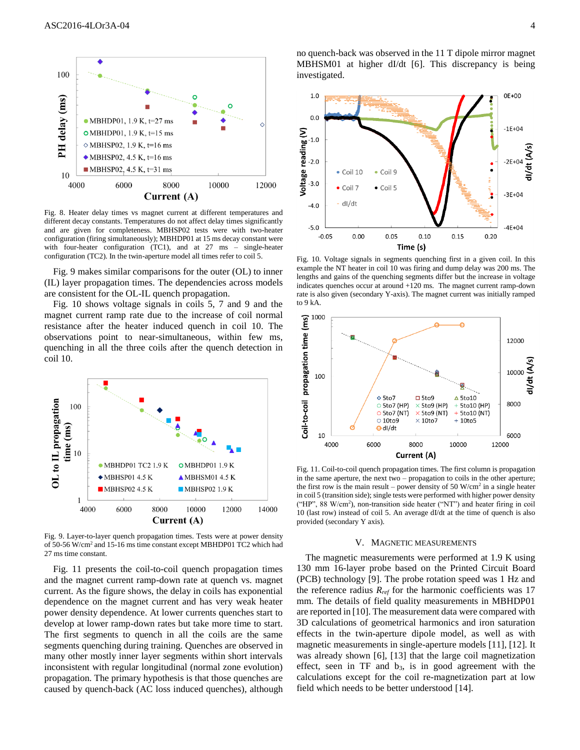Fig. 8. Heater delay times vs magnet current at different temperatures and different decay constants. Temperatures do not affect delay times significantly and are given for completeness. MBHSP02 tests were with two-heater configuration (firing simultaneously); MBHDP01 at 15 ms decay constant were with four-heater configuration (TC1), and at 27 ms – single-heater configuration (TC2). In the twin-aperture model all times refer to coil 5.

Fig. 9 makes similar comparisons for the outer (OL) to inner (IL) layer propagation times. The dependencies across models are consistent for the OL-IL quench propagation.

Fig. 10 shows voltage signals in coils 5, 7 and 9 and the magnet current ramp rate due to the increase of coil normal resistance after the heater induced quench in coil 10. The observations point to near-simultaneous, within few ms, quenching in all the three coils after the quench detection in coil 10.

Fig. 9. Layer-to-layer quench propagation times. Tests were at power density of 50-56 W/cm² and 15-16 ms time constant except MBHDP01 TC2 which had 27 ms time constant.

Fig. 11 presents the coil-to-coil quench propagation times and the magnet current ramp-down rate at quench vs. magnet current. As the figure shows, the delay in coils has exponential dependence on the magnet current and has very weak heater power density dependence. At lower currents quenches start to develop at lower ramp-down rates but take more time to start. The first segments to quench in all the coils are the same segments quenching during training. Quenches are observed in many other mostly inner layer segments within short intervals inconsistent with regular longitudinal (normal zone evolution) propagation. The primary hypothesis is that those quenches are caused by quench-back (AC loss induced quenches), although no quench-back was observed in the 11 T dipole mirror magnet MBHSM01 at higher dI/dt [6]. This discrepancy is being investigated.

Fig. 10. Voltage signals in segments quenching first in a given coil. In this example the NT heater in coil 10 was firing and dump delay was 200 ms. The lengths and gains of the quenching segments differ but the increase in voltage indicates quenches occur at around +120 ms. The magnet current ramp-down rate is also given (secondary Y-axis). The magnet current was initially ramped to 9 kA.

Fig. 11. Coil-to-coil quench propagation times. The first column is propagation in the same aperture, the next two – propagation to coils in the other aperture; the first row is the main result – power density of 50 W/cm² in a single heater in coil 5 (transition side); single tests were performed with higher power density ("HP", 88 W/cm²), non-transition side heater ("NT") and heater firing in coil 10 (last row) instead of coil 5. An average dI/dt at the time of quench is also provided (secondary Y axis).

## V. Magnetic Measurements

The magnetic measurements were performed at 1.9 K using 130 mm 16-layer probe based on the Printed Circuit Board (PCB) technology [9]. The probe rotation speed was 1 Hz and the reference radius $R_{ref}$ for the harmonic coefficients was 17 mm. The details of field quality measurements in MBHDP01 are reported in [10]. The measurement data were compared with 3D calculations of geometrical harmonics and iron saturation effects in the twin-aperture dipole model, as well as with magnetic measurements in single-aperture models [11], [12]. It was already shown [6], [13] that the large coil magnetization effect, seen in TF and $b_3$, is in good agreement with the calculations except for the coil re-magnetization part at low field which needs to be better understood [14].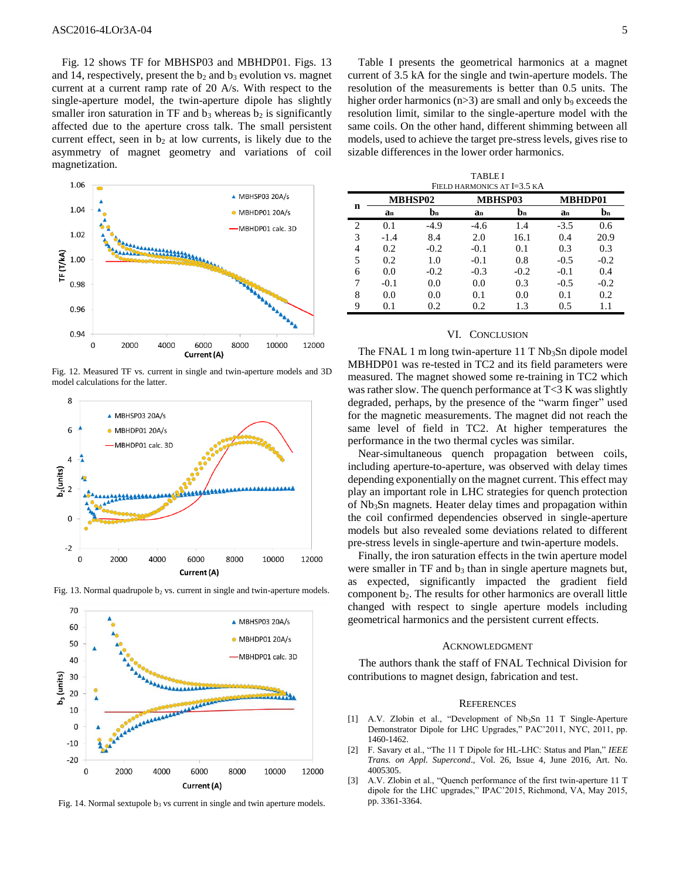Fig. 12 shows TF for MBHSP03 and MBHDP01. Figs. 13 and 14, respectively, present the $b_2$ and $b_3$ evolution vs. magnet current at a current ramp rate of 20 A/s. With respect to the single-aperture model, the twin-aperture dipole has slightly smaller iron saturation in TF and $b_3$ whereas $b_2$ is significantly affected due to the aperture cross talk. The small persistent current effect, seen in $b_2$ at low currents, is likely due to the asymmetry of magnet geometry and variations of coil magnetization.

Fig. 12. Measured TF vs. current in single and twin-aperture models and 3D model calculations for the latter.

Fig. 13. Normal quadrupole $b_2$ vs. current in single and twin-aperture models.

Fig. 14. Normal sextupole $b_3$ vs current in single and twin aperture models.

Table I presents the geometrical harmonics at a magnet current of 3.5 kA for the single and twin-aperture models. The resolution of the measurements is better than 0.5 units. The higher order harmonics (n>3) are small and only $b_9$ exceeds the resolution limit, similar to the single-aperture model with the same coils. On the other hand, different shimming between all models, used to achieve the target pre-stress levels, gives rise to sizable differences in the lower order harmonics.

TABLE I
FIELD HARMONICS AT I=3.5 KA

| n | MBHSP02 | | MBHSP03 | | MBHDP01 | |
|---|---|---|---|---|---|---|
| | $a_n$ | $b_n$ | $a_n$ | $b_n$ | $a_n$ | $b_n$ |
| 2 | 0.1 | -4.9 | -4.6 | 1.4 | -3.5 | 0.6 |
| 3 | -1.4 | 8.4 | 2.0 | 16.1 | 0.4 | 20.9 |
| 4 | 0.2 | -0.2 | -0.1 | 0.1 | 0.3 | 0.3 |
| 5 | 0.2 | 1.0 | -0.1 | 0.8 | -0.5 | -0.2 |
| 6 | 0.0 | -0.2 | -0.3 | -0.2 | -0.1 | 0.4 |
| 7 | -0.1 | 0.0 | 0.0 | 0.3 | -0.5 | -0.2 |
| 8 | 0.0 | 0.0 | 0.1 | 0.0 | 0.1 | 0.2 |
| 9 | 0.1 | 0.2 | 0.2 | 1.3 | 0.5 | 1.1 |

## VI. CONCLUSION

The FNAL 1 m long twin-aperture 11 T $Nb_3Sn$ dipole model MBHDP01 was re-tested in TC2 and its field parameters were measured. The magnet showed some re-training in TC2 which was rather slow. The quench performance at T<3 K was slightly degraded, perhaps, by the presence of the "warm finger" used for the magnetic measurements. The magnet did not reach the same level of field in TC2. At higher temperatures the performance in the two thermal cycles was similar.

Near-simultaneous quench propagation between coils, including aperture-to-aperture, was observed with delay times depending exponentially on the magnet current. This effect may play an important role in LHC strategies for quench protection of $Nb_3Sn$ magnets. Heater delay times and propagation within the coil confirmed dependencies observed in single-aperture models but also revealed some deviations related to different pre-stress levels in single-aperture and twin-aperture models.

Finally, the iron saturation effects in the twin aperture model were smaller in TF and $b_3$ than in single aperture magnets but, as expected, significantly impacted the gradient field component $b_2$. The results for other harmonics are overall little changed with respect to single aperture models including geometrical harmonics and the persistent current effects.

## ACKNOWLEDGMENT

The authors thank the staff of FNAL Technical Division for contributions to magnet design, fabrication and test.

## REFERENCES

[1] A.V. Zlobin et al., "Development of $Nb_3Sn$ 11 T Single-Aperture Demonstrator Dipole for LHC Upgrades," PAC'2011, NYC, 2011, pp. 1460-1462.

[2] F. Savary et al., "The 11 T Dipole for HL-LHC: Status and Plan," *IEEE Trans. on Appl. Supercond*., Vol. 26, Issue 4, June 2016, Art. No. 4005305.

[3] A.V. Zlobin et al., "Quench performance of the first twin-aperture 11 T dipole for the LHC upgrades," IPAC'2015, Richmond, VA, May 2015, pp. 3361-3364.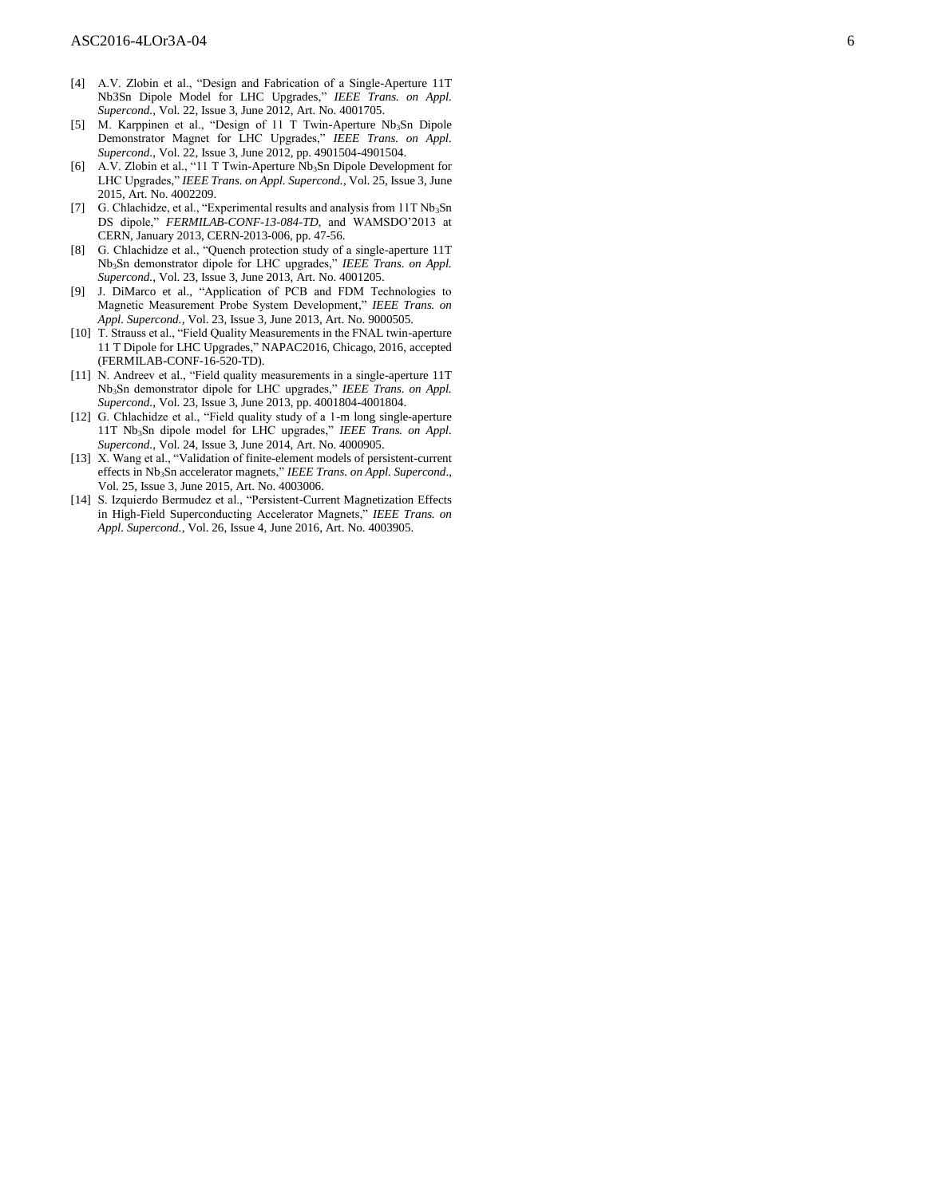[4] A.V. Zlobin et al., "Design and Fabrication of a Single-Aperture 11T Nb3Sn Dipole Model for LHC Upgrades," *IEEE Trans. on Appl. Supercond.*, Vol. 22, Issue 3, June 2012, Art. No. 4001705.

[5] M. Karppinen et al., "Design of 11 T Twin-Aperture $Nb_3Sn$ Dipole Demonstrator Magnet for LHC Upgrades," *IEEE Trans. on Appl. Supercond.*, Vol. 22, Issue 3, June 2012, pp. 4901504-4901504.

[6] A.V. Zlobin et al., "11 T Twin-Aperture $Nb_3Sn$ Dipole Development for LHC Upgrades," *IEEE Trans. on Appl. Supercond.*, Vol. 25, Issue 3, June 2015, Art. No. 4002209.

[7] G. Chlachidze, et al., "Experimental results and analysis from 11T $Nb_3Sn$ DS dipole," *FERMILAB-CONF-13-084-TD*, and WAMSDO'2013 at CERN, January 2013, CERN-2013-006, pp. 47-56.

[8] G. Chlachidze et al., "Quench protection study of a single-aperture 11T $Nb_3Sn$ demonstrator dipole for LHC upgrades," *IEEE Trans. on Appl. Supercond.*, Vol. 23, Issue 3, June 2013, Art. No. 4001205.

[9] J. DiMarco et al., "Application of PCB and FDM Technologies to Magnetic Measurement Probe System Development," *IEEE Trans. on Appl. Supercond.*, Vol. 23, Issue 3, June 2013, Art. No. 9000505.

[10] T. Strauss et al., "Field Quality Measurements in the FNAL twin-aperture 11 T Dipole for LHC Upgrades," NAPAC2016, Chicago, 2016, accepted (FERMILAB-CONF-16-520-TD).

[11] N. Andreev et al., "Field quality measurements in a single-aperture 11T $Nb_3Sn$ demonstrator dipole for LHC upgrades," *IEEE Trans. on Appl. Supercond.*, Vol. 23, Issue 3, June 2013, pp. 4001804-4001804.

[12] G. Chlachidze et al., "Field quality study of a 1-m long single-aperture 11T $Nb_3Sn$ dipole model for LHC upgrades," *IEEE Trans. on Appl. Supercond.*, Vol. 24, Issue 3, June 2014, Art. No. 4000905.

[13] X. Wang et al., "Validation of finite-element models of persistent-current effects in $Nb_3Sn$ accelerator magnets," *IEEE Trans. on Appl. Supercond.*, Vol. 25, Issue 3, June 2015, Art. No. 4003006.

[14] S. Izquierdo Bermudez et al., "Persistent-Current Magnetization Effects in High-Field Superconducting Accelerator Magnets," *IEEE Trans. on Appl. Supercond.*, Vol. 26, Issue 4, June 2016, Art. No. 4003905.